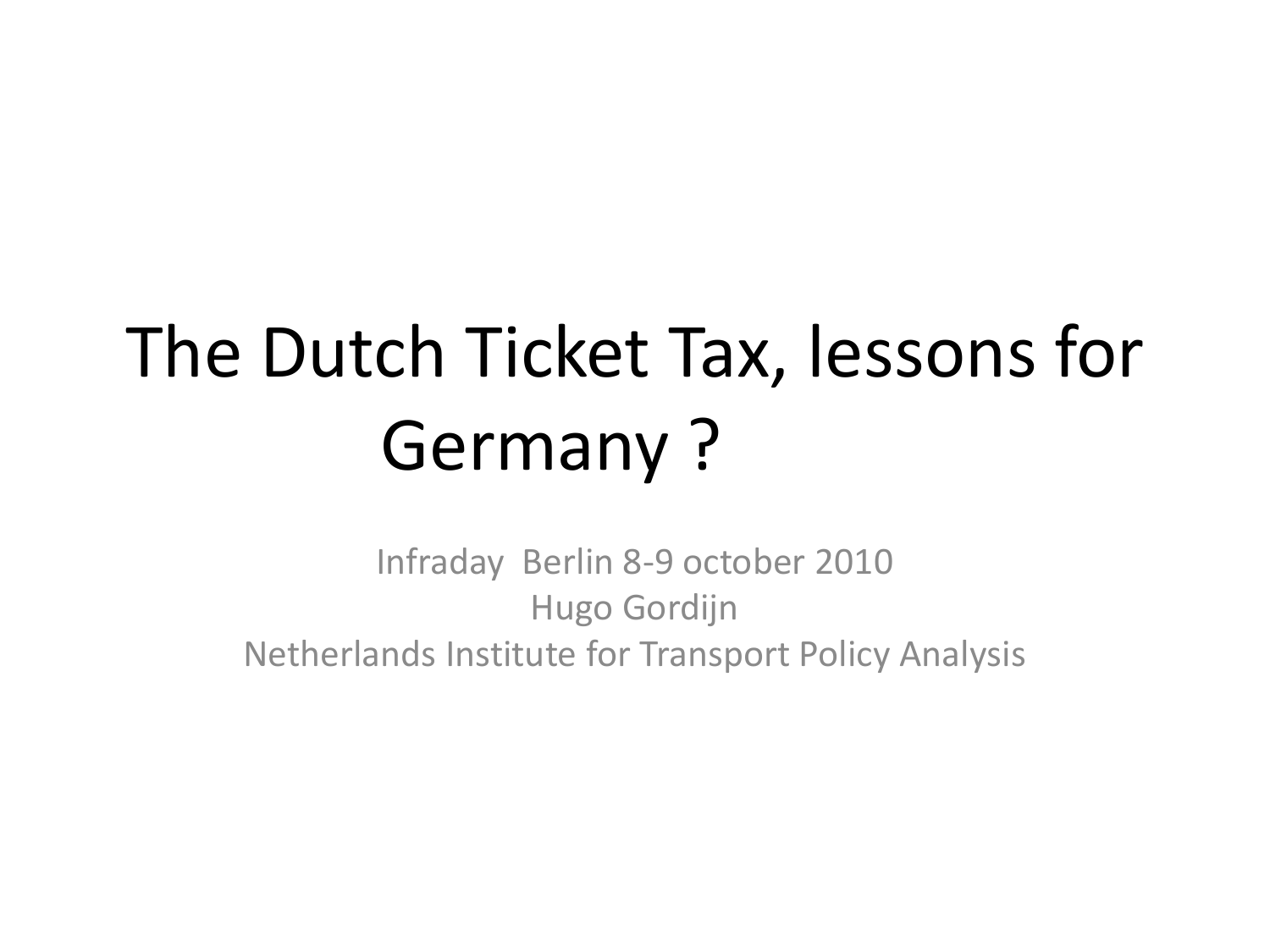# The Dutch Ticket Tax, lessons for Germany ?

Infraday Berlin 8-9 october 2010

Hugo Gordijn

Netherlands Institute for Transport Policy Analysis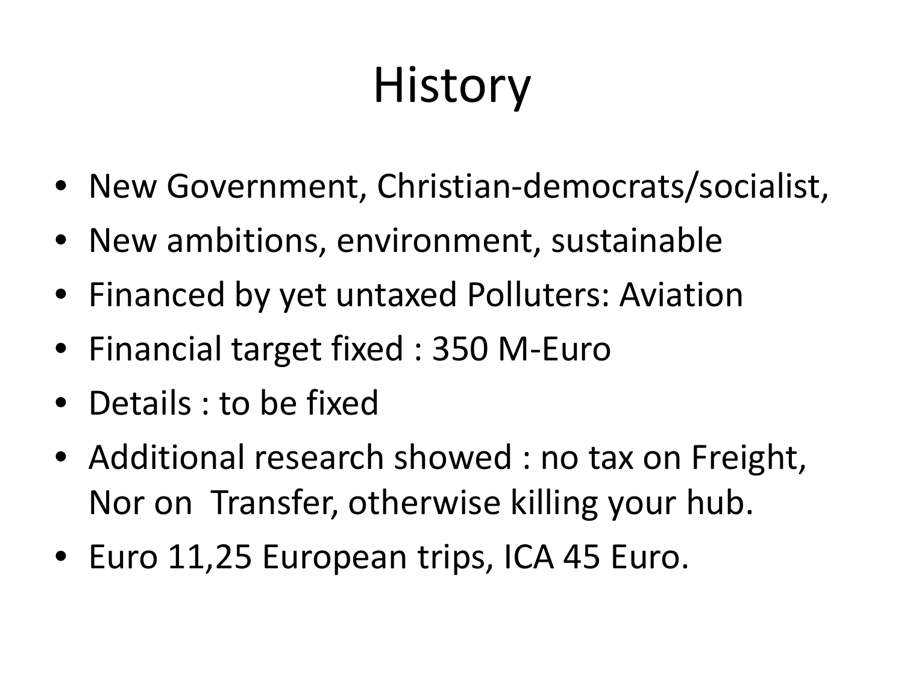# History

- New Government, Christian-democrats/socialist,
- New ambitions, environment, sustainable
- Financed by yet untaxed Polluters: Aviation
- Financial target fixed : 350 M-Euro
- Details : to be fixed
- Additional research showed : no tax on Freight, Nor on Transfer, otherwise killing your hub.
- Euro 11,25 European trips, ICA 45 Euro.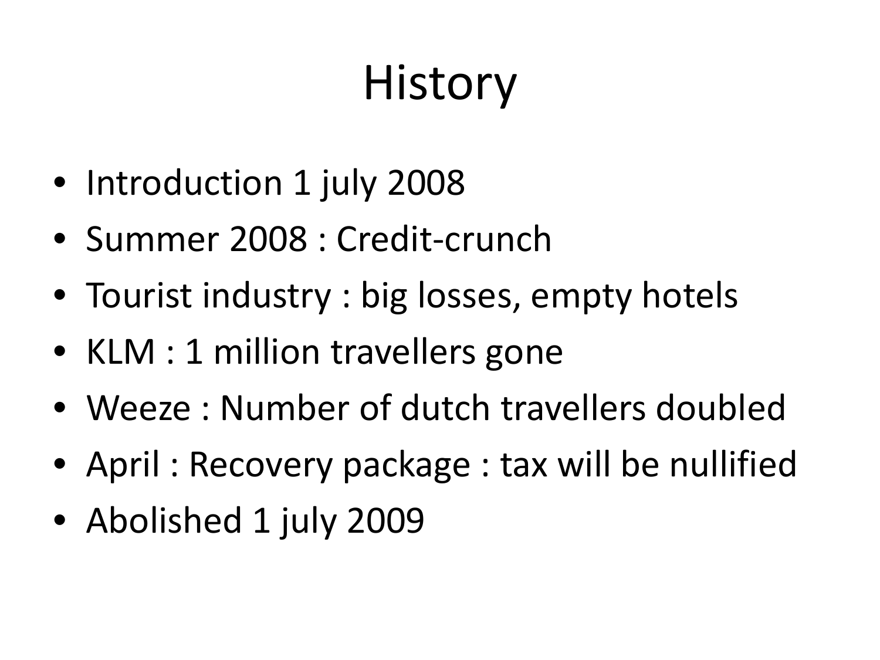# History

- Introduction 1 july 2008
- Summer 2008 : Credit-crunch
- Tourist industry : big losses, empty hotels
- KLM : 1 million travellers gone
- Weeze : Number of dutch travellers doubled
- April : Recovery package : tax will be nullified
- Abolished 1 july 2009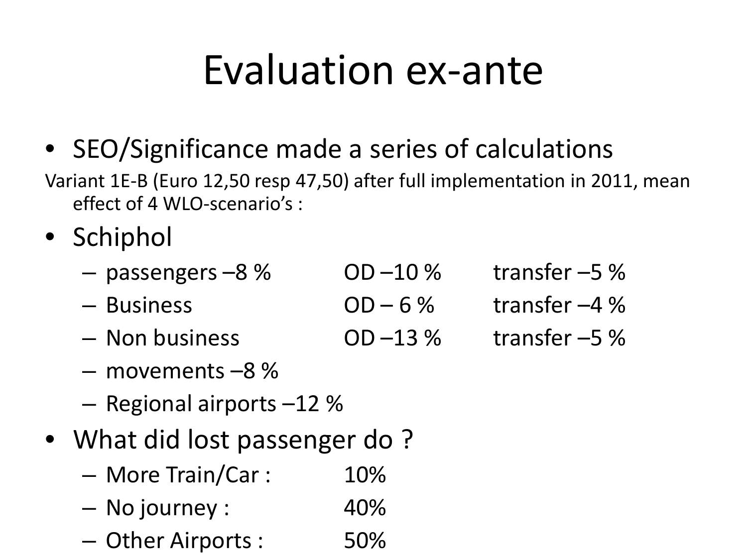# Evaluation ex-ante

- SEO/Significance made a series of calculations

Variant 1E-B (Euro 12,50 resp 47,50) after full implementation in 2011, mean effect of 4 WLO-scenario's :

- Schiphol
  - passengers –8 % OD –10 % transfer –5 %
  - Business OD – 6 % transfer –4 %
  - Non business OD –13 % transfer –5 %
  - movements –8 %
  - Regional airports –12 %
- What did lost passenger do ?
  - More Train/Car : 10%
  - No journey : 40%
  - Other Airports : 50%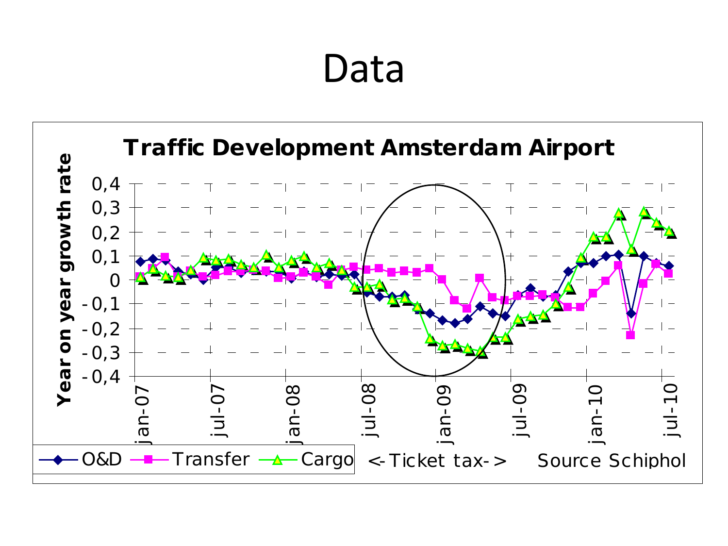# Data

**Traffic Development Amsterdam Airport**

Year on year growth rate

0,4
0,3
0,2
0,1
0
-0,1
-0,2
-0,3
-0,4

jan-07 jul-07 jan-08 jul-08 jan-09 jul-09 jan-10 jul-10

O&D Transfer Cargo

<-Ticket tax->

Source Schiphol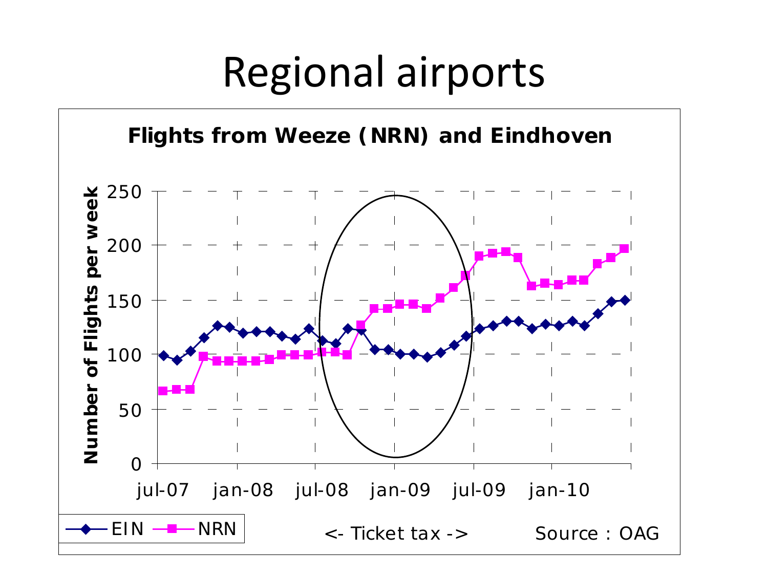# Regional airports

**Flights from Weeze (NRN) and Eindhoven**

Number of Flights per week

250
200
150
100
50
0

jul-07 jan-08 jul-08 jan-09 jul-09 jan-10

EIN NRN

<- Ticket tax ->

Source : OAG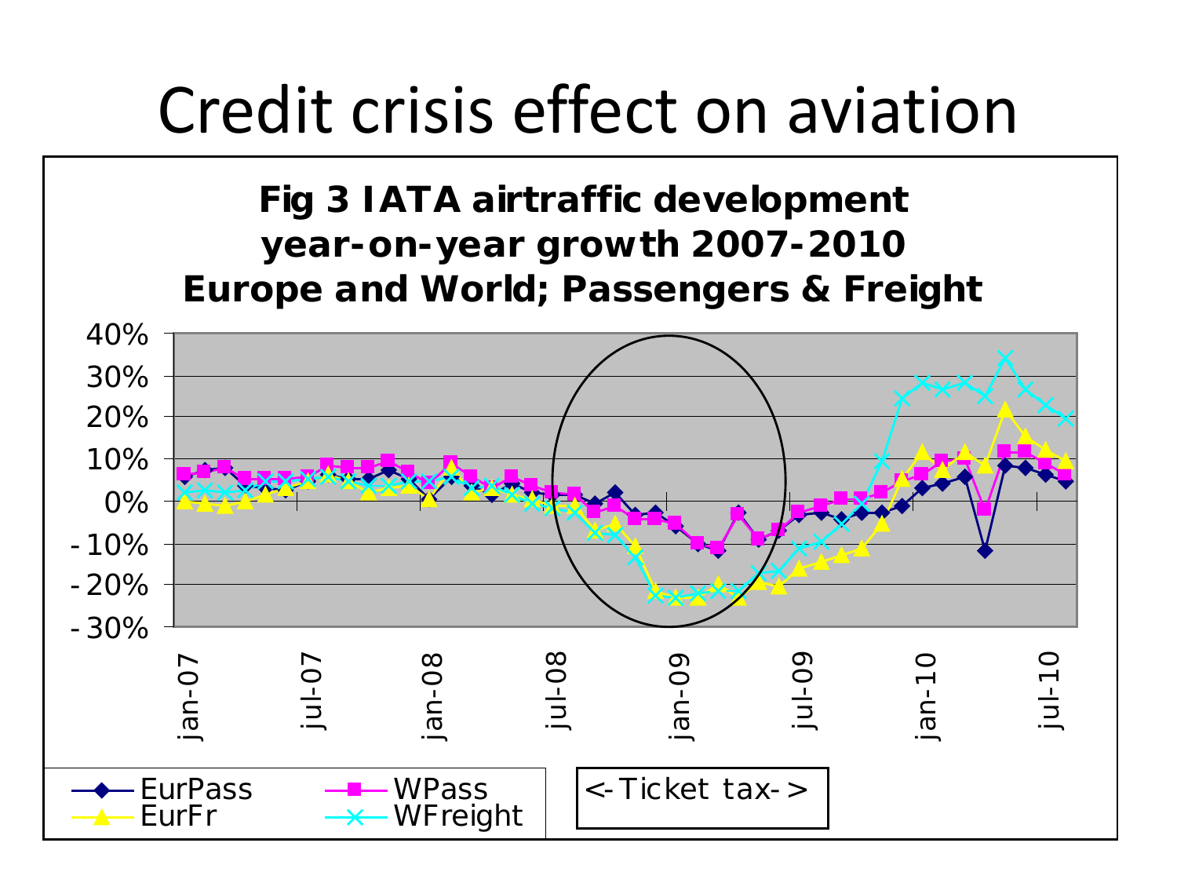# Credit crisis effect on aviation

**Fig 3 IATA airtraffic development year-on-year growth 2007-2010 Europe and World; Passengers & Freight**

40%
30%
20%
10%
0%
-10%
-20%
-30%

jan-07 jul-07 jan-08 jul-08 jan-09 jul-09 jan-10 jul-10

EurPass WPass
EurFr WFreight

<-Ticket tax->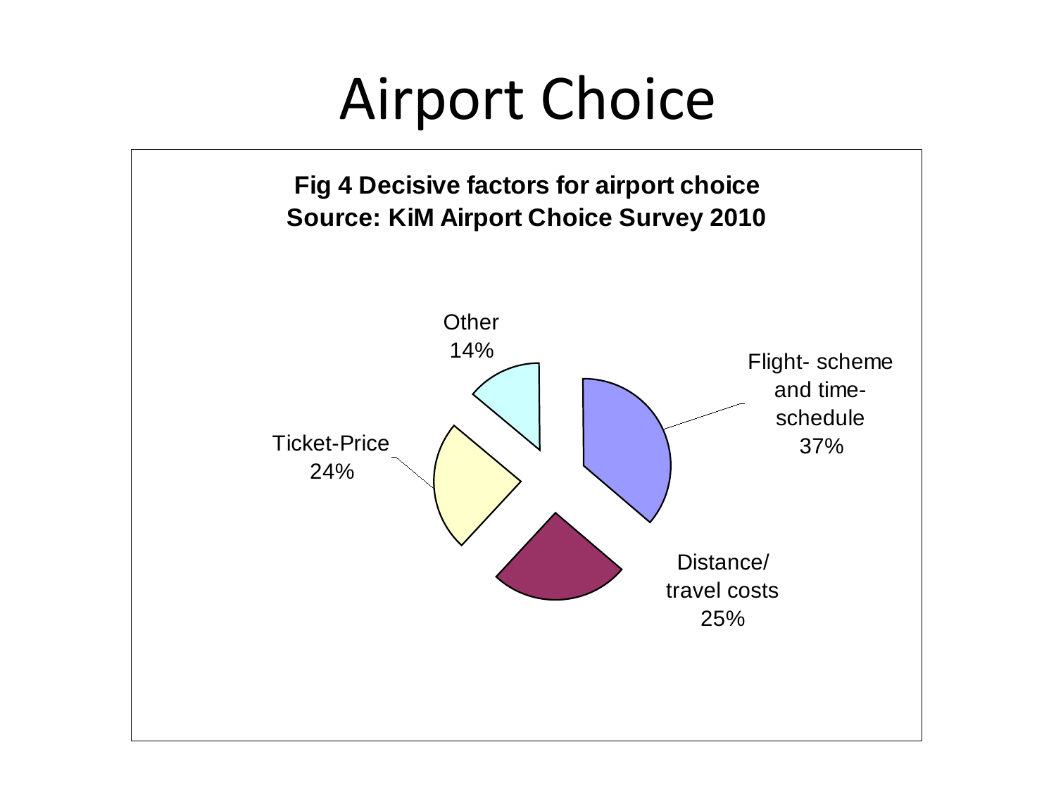# Airport Choice

**Fig 4 Decisive factors for airport choice**
**Source: KiM Airport Choice Survey 2010**

Other
14%

Flight- scheme and time-schedule
37%

Ticket-Price
24%

Distance/ travel costs
25%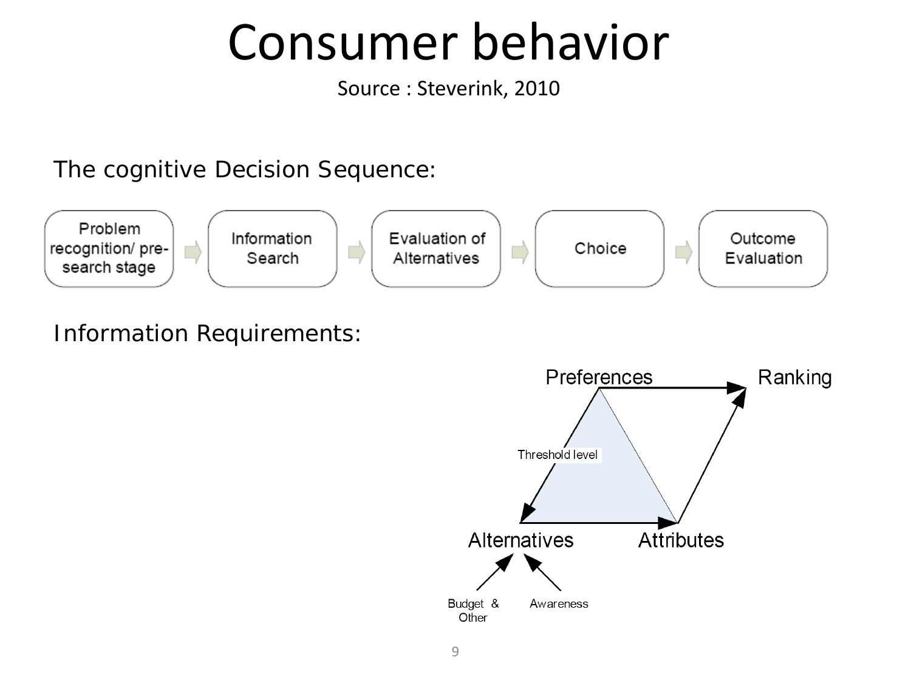# Consumer behavior

Source : Steverink, 2010

The cognitive Decision Sequence:

Problem recognition/ pre-search stage → Information Search → Evaluation of Alternatives → Choice → Outcome Evaluation

Information Requirements:

Preferences → Ranking

Threshold level

Alternatives → Attributes

Budget & Other

Awareness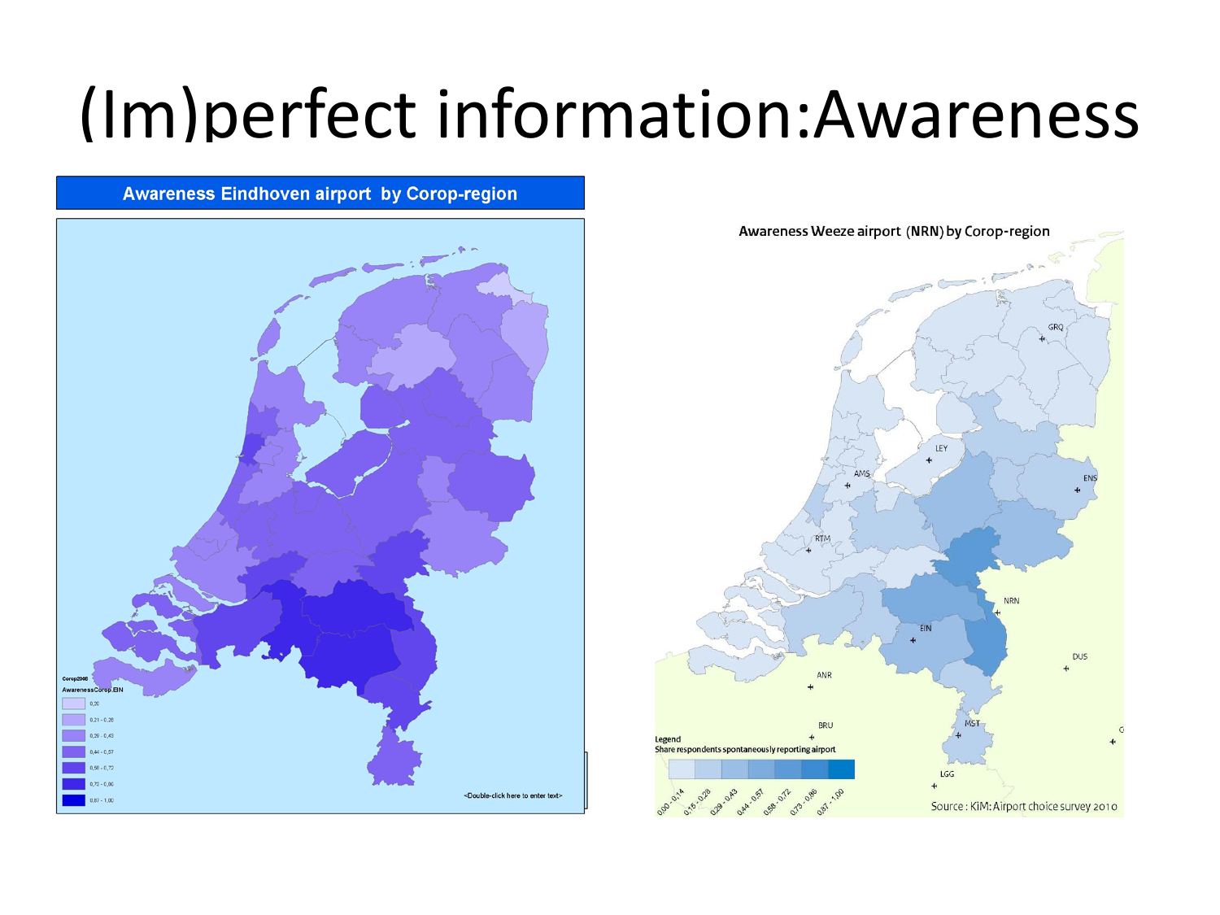# (Im)perfect information:Awareness

**Awareness Eindhoven airport by Corop-region**

Corop2008
AwarenessCorop.EIN

- 0,20
- 0,21 - 0,28
- 0,29 - 0,43
- 0,44 - 0,57
- 0,58 - 0,72
- 0,73 - 0,86
- 0,87 - 1,00

<Double-click here to enter text>

**Awareness Weeze airport (NRN) by Corop-region**

GRQ, LEY, AMS, ENS, RTM, NRN, EIN, DUS, ANR, BRU, MST, LGG

Legend
Share respondents spontaneously reporting airport

0,00 - 0,14; 0,15 - 0,28; 0,29 - 0,43; 0,44 - 0,57; 0,58 - 0,72; 0,73 - 0,86; 0,87 - 1,00

Source : KiM: Airport choice survey 2010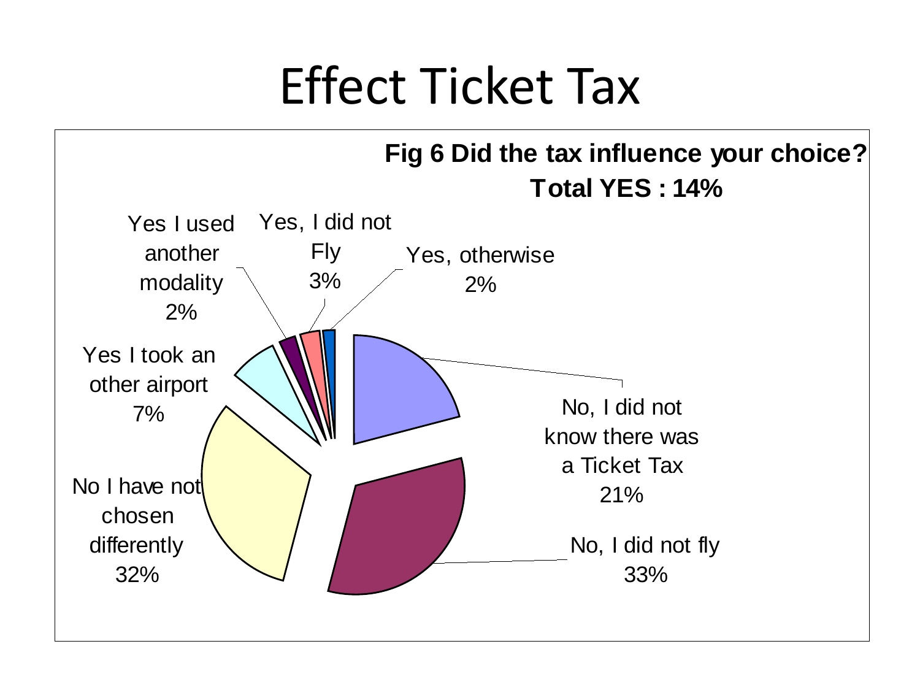# Effect Ticket Tax

**Fig 6 Did the tax influence your choice?**

**Total YES : 14%**

| Response | Percentage |
| --- | --- |
| No, I did not know there was a Ticket Tax | 21% |
| No, I did not fly | 33% |
| No I have not chosen differently | 32% |
| Yes I took an other airport | 7% |
| Yes I used another modality | 2% |
| Yes, I did not Fly | 3% |
| Yes, otherwise | 2% |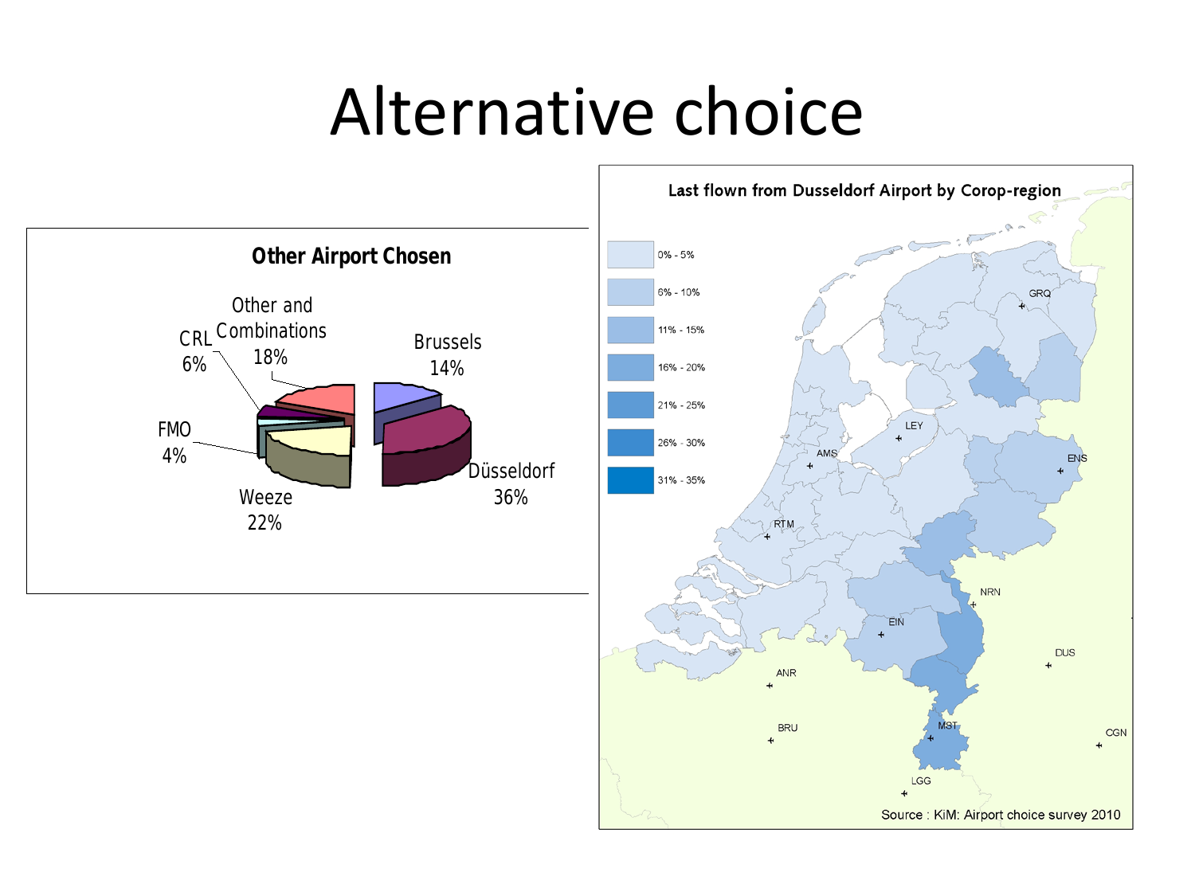# Alternative choice

**Other Airport Chosen**

| Airport | Share |
| --- | --- |
| Düsseldorf | 36% |
| Weeze | 22% |
| Other and Combinations | 18% |
| Brussels | 14% |
| CRL | 6% |
| FMO | 4% |

**Last flown from Dusseldorf Airport by Corop-region**

Legend: 0% - 5%; 6% - 10%; 11% - 15%; 16% - 20%; 21% - 25%; 26% - 30%; 31% - 35%

Source : KiM: Airport choice survey 2010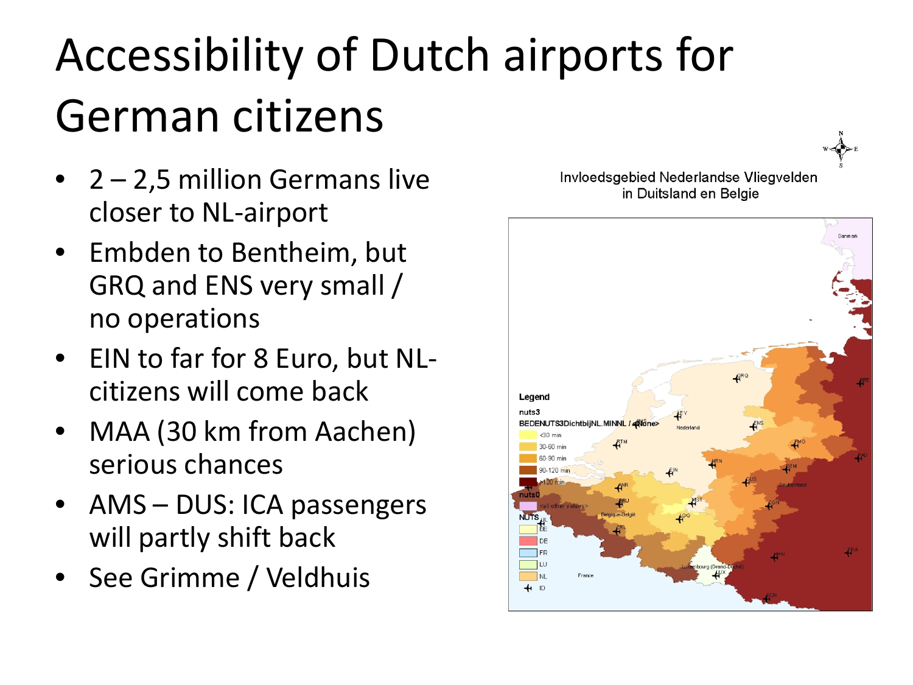# Accessibility of Dutch airports for German citizens

- 2 – 2,5 million Germans live closer to NL-airport
- Embden to Bentheim, but GRQ and ENS very small / no operations
- EIN to far for 8 Euro, but NL-citizens will come back
- MAA (30 km from Aachen) serious chances
- AMS – DUS: ICA passengers will partly shift back
- See Grimme / Veldhuis

Invloedsgebied Nederlandse Vliegvelden in Duitsland en Belgie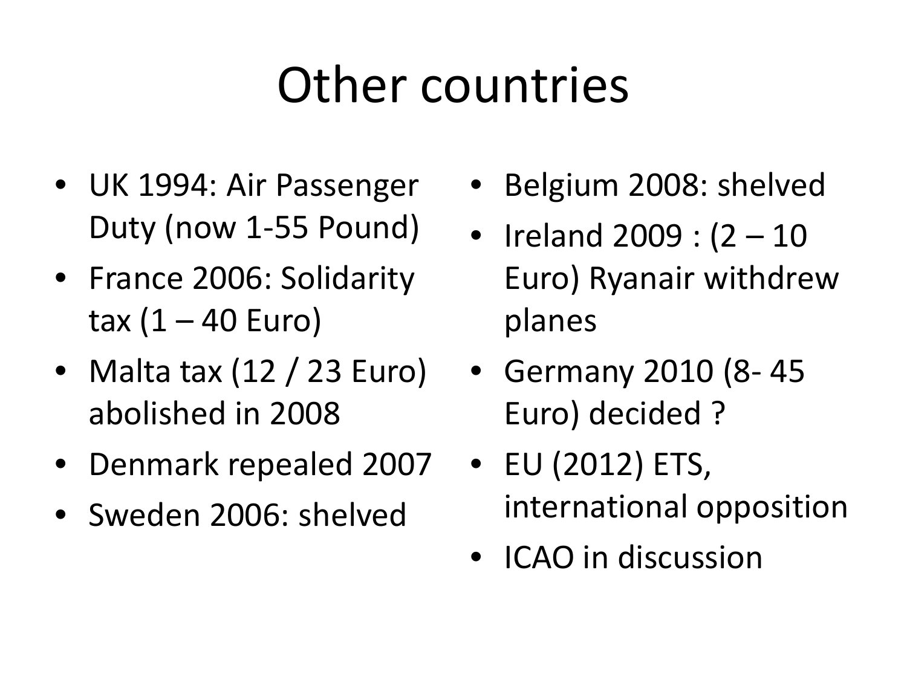# Other countries

- UK 1994: Air Passenger Duty (now 1-55 Pound)
- France 2006: Solidarity tax (1 – 40 Euro)
- Malta tax (12 / 23 Euro) abolished in 2008
- Denmark repealed 2007
- Sweden 2006: shelved
- Belgium 2008: shelved
- Ireland 2009 : (2 – 10 Euro) Ryanair withdrew planes
- Germany 2010 (8- 45 Euro) decided ?
- EU (2012) ETS, international opposition
- ICAO in discussion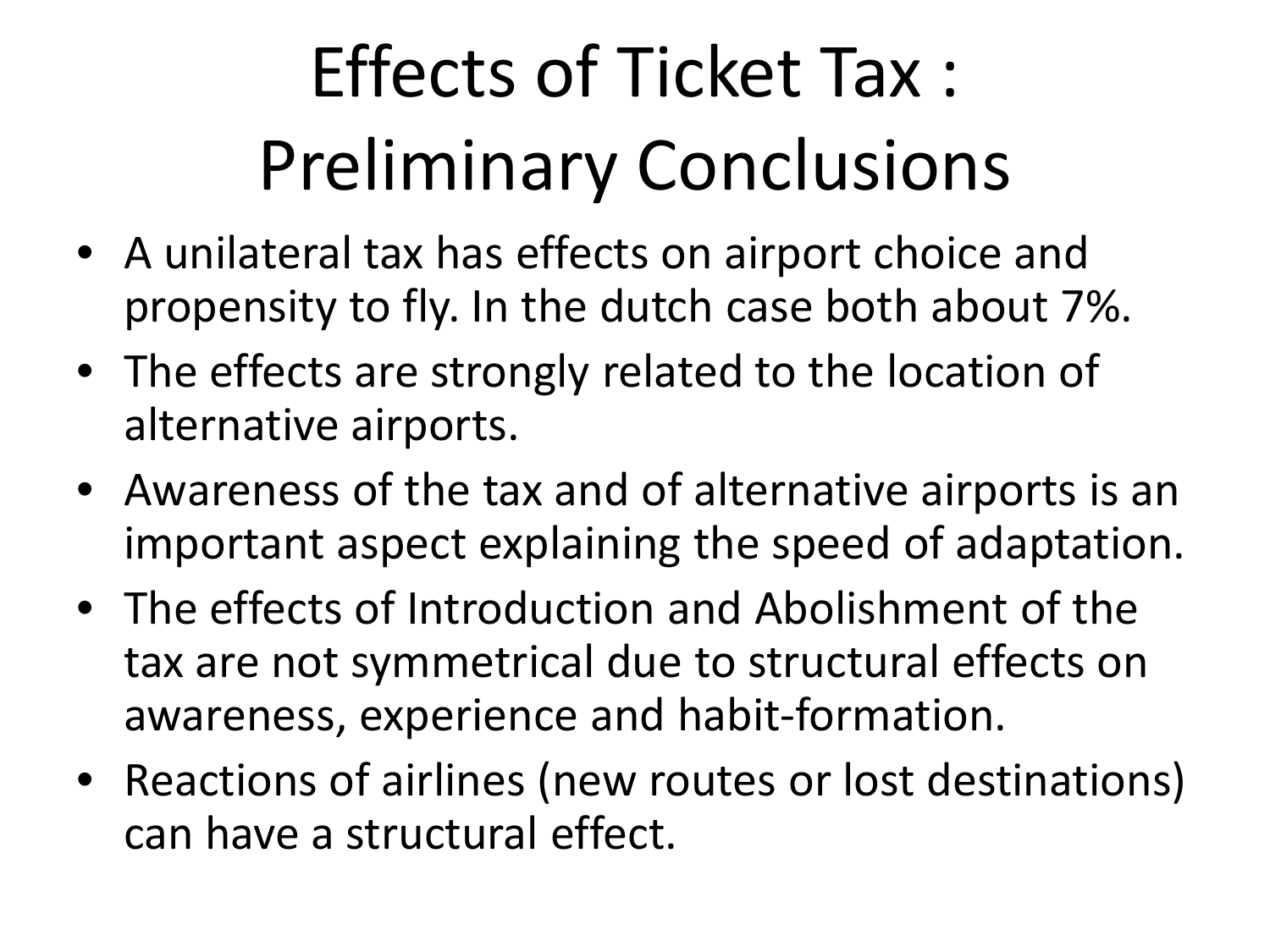# Effects of Ticket Tax : Preliminary Conclusions

- A unilateral tax has effects on airport choice and propensity to fly. In the dutch case both about 7%.
- The effects are strongly related to the location of alternative airports.
- Awareness of the tax and of alternative airports is an important aspect explaining the speed of adaptation.
- The effects of Introduction and Abolishment of the tax are not symmetrical due to structural effects on awareness, experience and habit-formation.
- Reactions of airlines (new routes or lost destinations) can have a structural effect.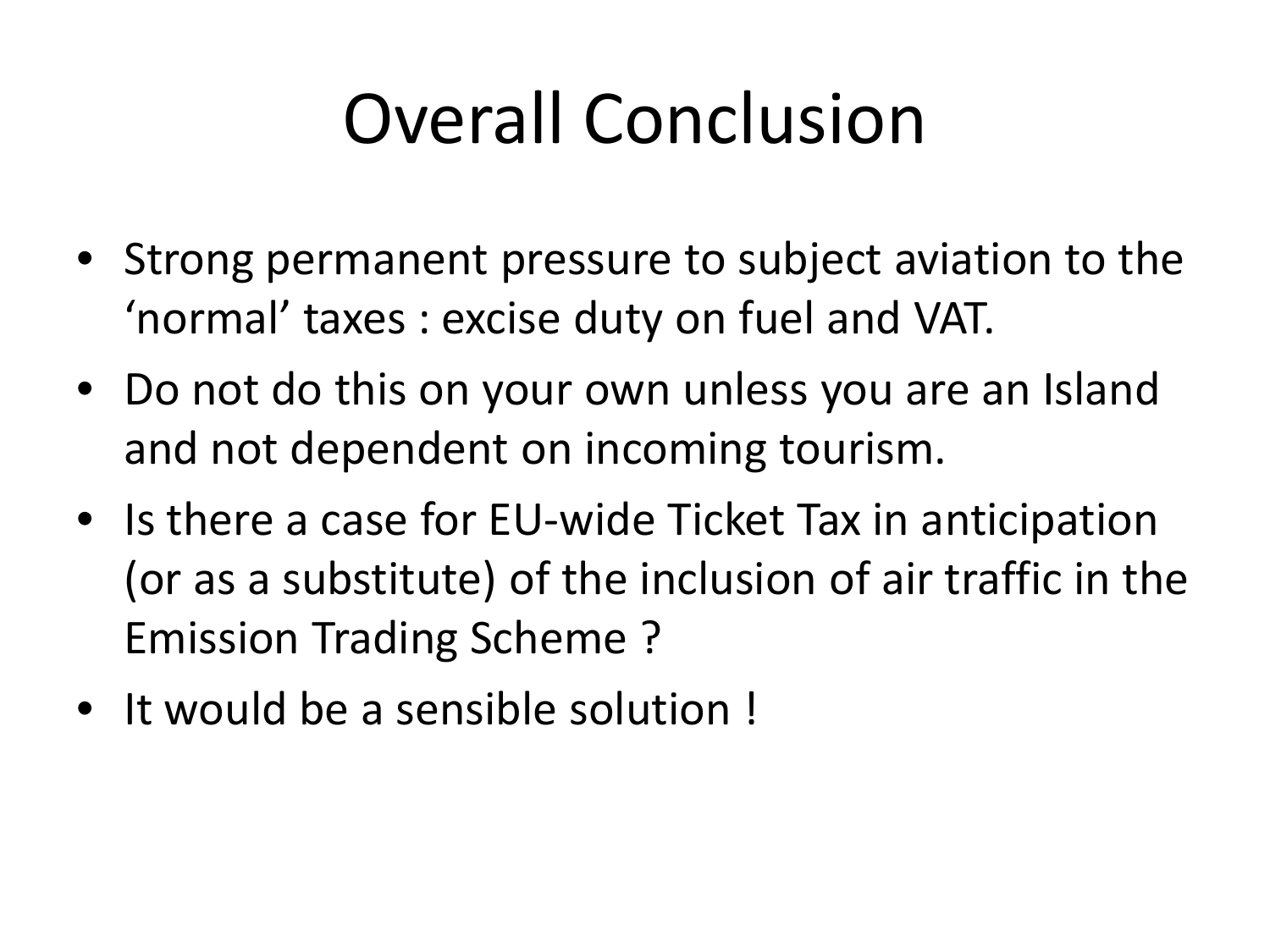# Overall Conclusion

- Strong permanent pressure to subject aviation to the 'normal' taxes : excise duty on fuel and VAT.
- Do not do this on your own unless you are an Island and not dependent on incoming tourism.
- Is there a case for EU-wide Ticket Tax in anticipation (or as a substitute) of the inclusion of air traffic in the Emission Trading Scheme ?
- It would be a sensible solution !